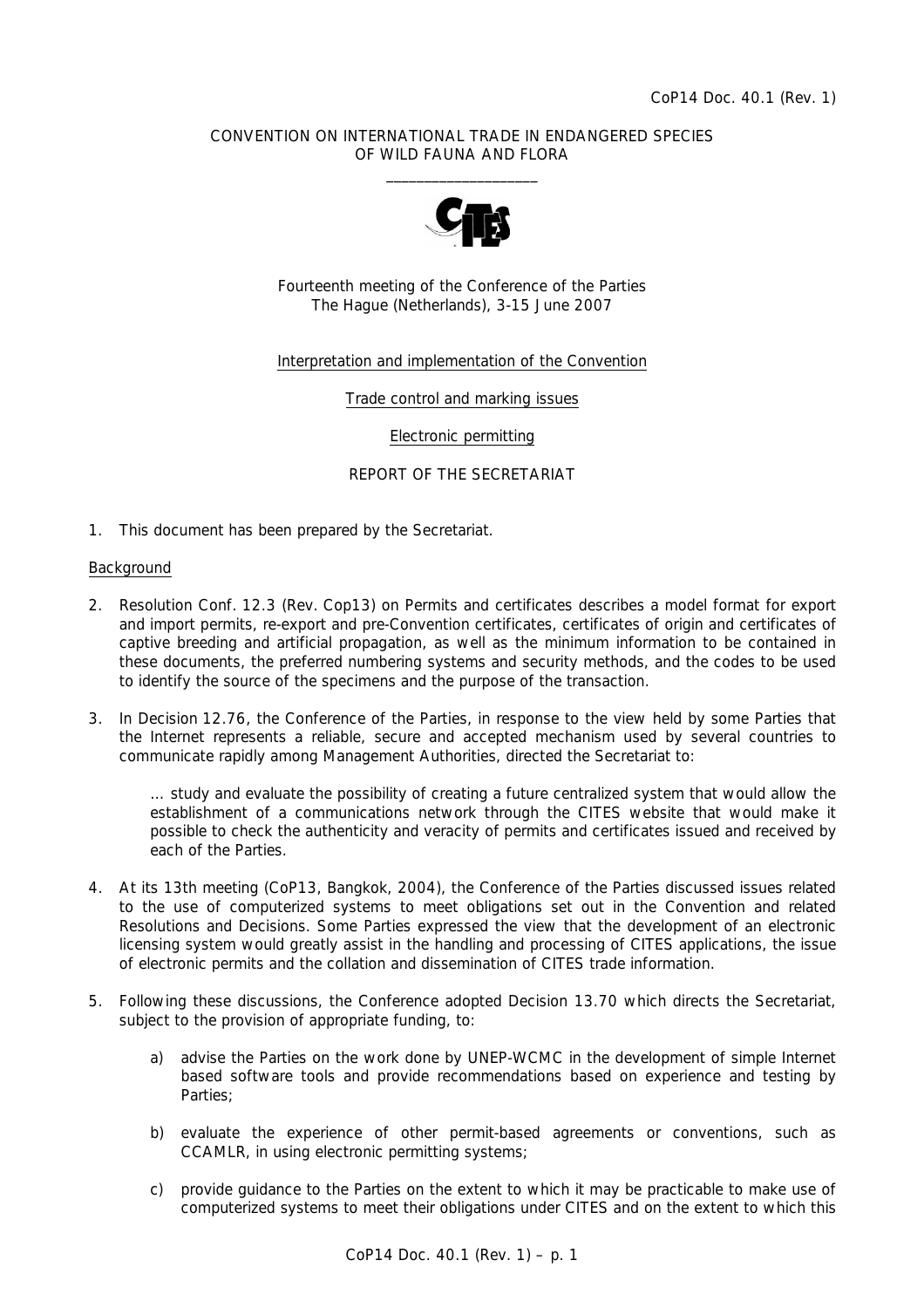CoP14 Doc. 40.1 (Rev. 1)

CONVENTION ON INTERNATIONAL TRADE IN ENDANGERED SPECIES OF WILD FAUNA AND FLORA

____________________

Fourteenth meeting of the Conference of the Parties
The Hague (Netherlands), 3-15 June 2007

Interpretation and implementation of the Convention

Trade control and marking issues

Electronic permitting

REPORT OF THE SECRETARIAT

1. This document has been prepared by the Secretariat.

## Background

2. Resolution Conf. 12.3 (Rev. Cop13) on Permits and certificates describes a model format for export and import permits, re-export and pre-Convention certificates, certificates of origin and certificates of captive breeding and artificial propagation, as well as the minimum information to be contained in these documents, the preferred numbering systems and security methods, and the codes to be used to identify the source of the specimens and the purpose of the transaction.

3. In Decision 12.76, the Conference of the Parties, in response to the view held by some Parties that the Internet represents a reliable, secure and accepted mechanism used by several countries to communicate rapidly among Management Authorities, directed the Secretariat to:

   … study and evaluate the possibility of creating a future centralized system that would allow the establishment of a communications network through the CITES website that would make it possible to check the authenticity and veracity of permits and certificates issued and received by each of the Parties.

4. At its 13th meeting (CoP13, Bangkok, 2004), the Conference of the Parties discussed issues related to the use of computerized systems to meet obligations set out in the Convention and related Resolutions and Decisions. Some Parties expressed the view that the development of an electronic licensing system would greatly assist in the handling and processing of CITES applications, the issue of electronic permits and the collation and dissemination of CITES trade information.

5. Following these discussions, the Conference adopted Decision 13.70 which directs the Secretariat, subject to the provision of appropriate funding, to:

   a) advise the Parties on the work done by UNEP-WCMC in the development of simple Internet based software tools and provide recommendations based on experience and testing by Parties;

   b) evaluate the experience of other permit-based agreements or conventions, such as CCAMLR, in using electronic permitting systems;

   c) provide guidance to the Parties on the extent to which it may be practicable to make use of computerized systems to meet their obligations under CITES and on the extent to which this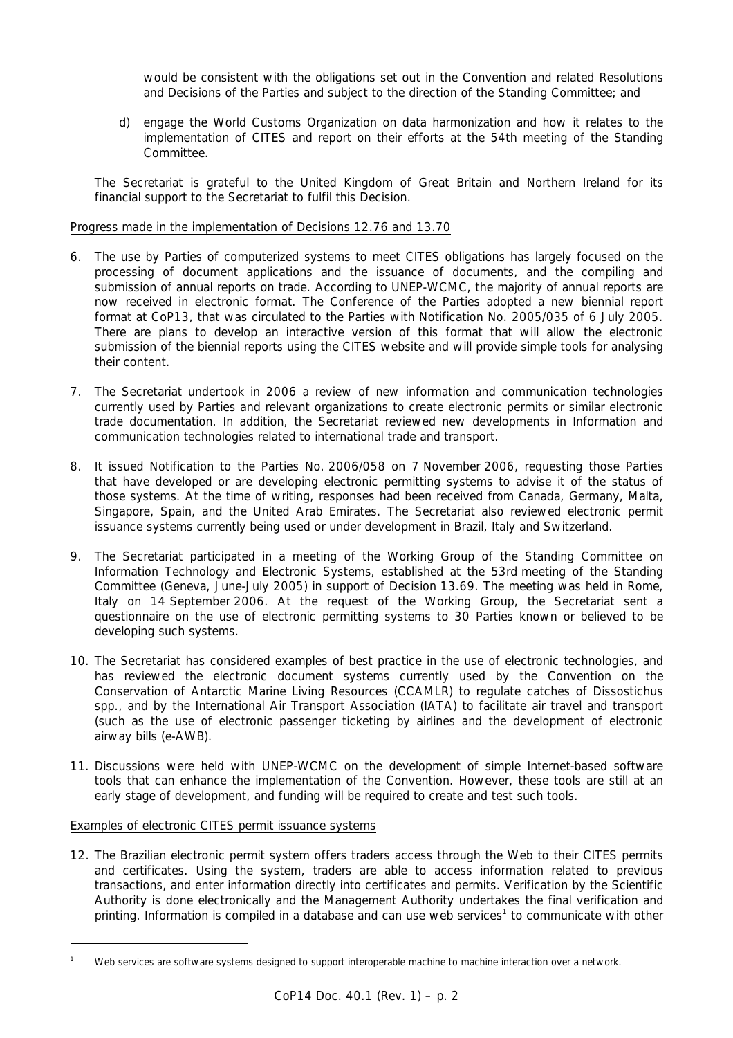would be consistent with the obligations set out in the Convention and related Resolutions and Decisions of the Parties and subject to the direction of the Standing Committee; and

d) engage the World Customs Organization on data harmonization and how it relates to the implementation of CITES and report on their efforts at the 54th meeting of the Standing Committee.

The Secretariat is grateful to the United Kingdom of Great Britain and Northern Ireland for its financial support to the Secretariat to fulfil this Decision.

Progress made in the implementation of Decisions 12.76 and 13.70

6. The use by Parties of computerized systems to meet CITES obligations has largely focused on the processing of document applications and the issuance of documents, and the compiling and submission of annual reports on trade. According to UNEP-WCMC, the majority of annual reports are now received in electronic format. The Conference of the Parties adopted a new biennial report format at CoP13, that was circulated to the Parties with Notification No. 2005/035 of 6 July 2005. There are plans to develop an interactive version of this format that will allow the electronic submission of the biennial reports using the CITES website and will provide simple tools for analysing their content.

7. The Secretariat undertook in 2006 a review of new information and communication technologies currently used by Parties and relevant organizations to create electronic permits or similar electronic trade documentation. In addition, the Secretariat reviewed new developments in Information and communication technologies related to international trade and transport.

8. It issued Notification to the Parties No. 2006/058 on 7 November 2006, requesting those Parties that have developed or are developing electronic permitting systems to advise it of the status of those systems. At the time of writing, responses had been received from Canada, Germany, Malta, Singapore, Spain, and the United Arab Emirates. The Secretariat also reviewed electronic permit issuance systems currently being used or under development in Brazil, Italy and Switzerland.

9. The Secretariat participated in a meeting of the Working Group of the Standing Committee on Information Technology and Electronic Systems, established at the 53rd meeting of the Standing Committee (Geneva, June-July 2005) in support of Decision 13.69. The meeting was held in Rome, Italy on 14 September 2006. At the request of the Working Group, the Secretariat sent a questionnaire on the use of electronic permitting systems to 30 Parties known or believed to be developing such systems.

10. The Secretariat has considered examples of best practice in the use of electronic technologies, and has reviewed the electronic document systems currently used by the Convention on the Conservation of Antarctic Marine Living Resources (CCAMLR) to regulate catches of *Dissostichus* spp., and by the International Air Transport Association (IATA) to facilitate air travel and transport (such as the use of electronic passenger ticketing by airlines and the development of electronic airway bills (e-AWB).

11. Discussions were held with UNEP-WCMC on the development of simple Internet-based software tools that can enhance the implementation of the Convention. However, these tools are still at an early stage of development, and funding will be required to create and test such tools.

Examples of electronic CITES permit issuance systems

12. The Brazilian electronic permit system offers traders access through the Web to their CITES permits and certificates. Using the system, traders are able to access information related to previous transactions, and enter information directly into certificates and permits. Verification by the Scientific Authority is done electronically and the Management Authority undertakes the final verification and printing. Information is compiled in a database and can use web services[1] to communicate with other

[1] Web services are software systems designed to support interoperable machine to machine interaction over a network.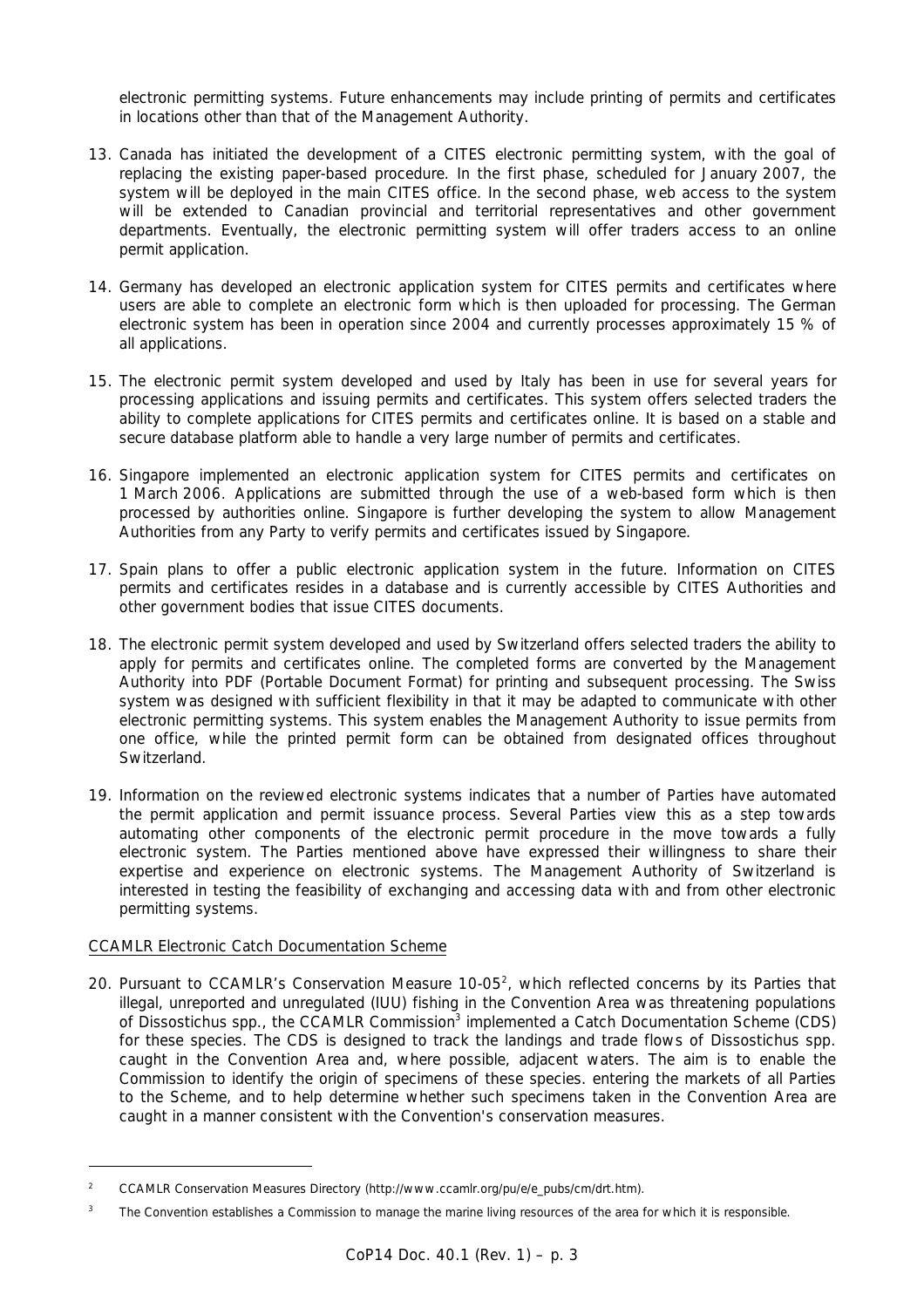electronic permitting systems. Future enhancements may include printing of permits and certificates in locations other than that of the Management Authority.

13. Canada has initiated the development of a CITES electronic permitting system, with the goal of replacing the existing paper-based procedure. In the first phase, scheduled for January 2007, the system will be deployed in the main CITES office. In the second phase, web access to the system will be extended to Canadian provincial and territorial representatives and other government departments. Eventually, the electronic permitting system will offer traders access to an online permit application.

14. Germany has developed an electronic application system for CITES permits and certificates where users are able to complete an electronic form which is then uploaded for processing. The German electronic system has been in operation since 2004 and currently processes approximately 15 % of all applications.

15. The electronic permit system developed and used by Italy has been in use for several years for processing applications and issuing permits and certificates. This system offers selected traders the ability to complete applications for CITES permits and certificates online. It is based on a stable and secure database platform able to handle a very large number of permits and certificates.

16. Singapore implemented an electronic application system for CITES permits and certificates on 1 March 2006. Applications are submitted through the use of a web-based form which is then processed by authorities online. Singapore is further developing the system to allow Management Authorities from any Party to verify permits and certificates issued by Singapore.

17. Spain plans to offer a public electronic application system in the future. Information on CITES permits and certificates resides in a database and is currently accessible by CITES Authorities and other government bodies that issue CITES documents.

18. The electronic permit system developed and used by Switzerland offers selected traders the ability to apply for permits and certificates online. The completed forms are converted by the Management Authority into PDF (Portable Document Format) for printing and subsequent processing. The Swiss system was designed with sufficient flexibility in that it may be adapted to communicate with other electronic permitting systems. This system enables the Management Authority to issue permits from one office, while the printed permit form can be obtained from designated offices throughout Switzerland.

19. Information on the reviewed electronic systems indicates that a number of Parties have automated the permit application and permit issuance process. Several Parties view this as a step towards automating other components of the electronic permit procedure in the move towards a fully electronic system. The Parties mentioned above have expressed their willingness to share their expertise and experience on electronic systems. The Management Authority of Switzerland is interested in testing the feasibility of exchanging and accessing data with and from other electronic permitting systems.

CCAMLR Electronic Catch Documentation Scheme

20. Pursuant to CCAMLR's Conservation Measure 10-05[2], which reflected concerns by its Parties that illegal, unreported and unregulated (IUU) fishing in the Convention Area was threatening populations of *Dissostichus* spp., the CCAMLR Commission[3] implemented a Catch Documentation Scheme (CDS) for these species. The CDS is designed to track the landings and trade flows of *Dissostichus* spp. caught in the Convention Area and, where possible, adjacent waters. The aim is to enable the Commission to identify the origin of specimens of these species. entering the markets of all Parties to the Scheme, and to help determine whether such specimens taken in the Convention Area are caught in a manner consistent with the Convention's conservation measures.

---

[2] CCAMLR Conservation Measures Directory (http://www.ccamlr.org/pu/e/e_pubs/cm/drt.htm).

[3] The Convention establishes a Commission to manage the marine living resources of the area for which it is responsible.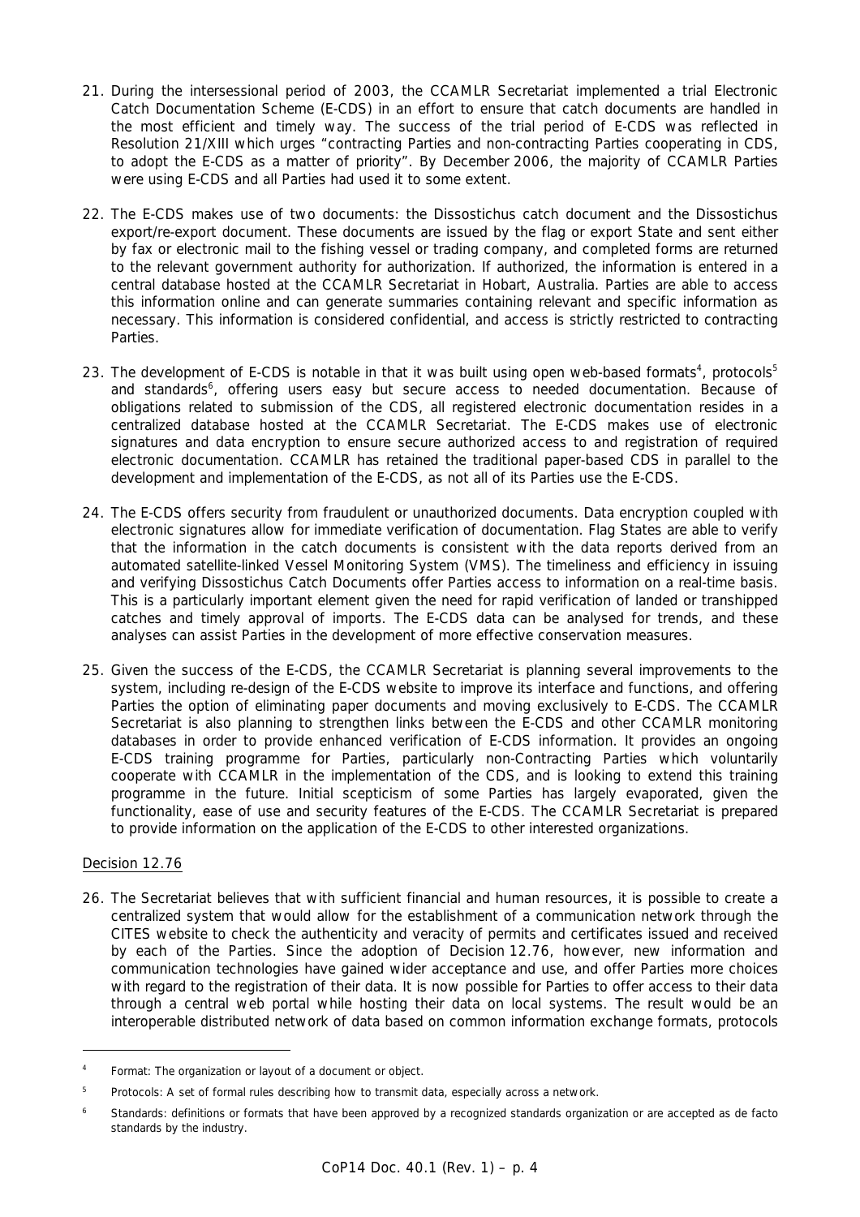21. During the intersessional period of 2003, the CCAMLR Secretariat implemented a trial Electronic Catch Documentation Scheme (E-CDS) in an effort to ensure that catch documents are handled in the most efficient and timely way. The success of the trial period of E-CDS was reflected in Resolution 21/XIII which urges "contracting Parties and non-contracting Parties cooperating in CDS, to adopt the E-CDS as a matter of priority". By December 2006, the majority of CCAMLR Parties were using E-CDS and all Parties had used it to some extent.

22. The E-CDS makes use of two documents: the Dissostichus catch document and the Dissostichus export/re-export document. These documents are issued by the flag or export State and sent either by fax or electronic mail to the fishing vessel or trading company, and completed forms are returned to the relevant government authority for authorization. If authorized, the information is entered in a central database hosted at the CCAMLR Secretariat in Hobart, Australia. Parties are able to access this information online and can generate summaries containing relevant and specific information as necessary. This information is considered confidential, and access is strictly restricted to contracting Parties.

23. The development of E-CDS is notable in that it was built using open web-based formats[4], protocols[5] and standards[6], offering users easy but secure access to needed documentation. Because of obligations related to submission of the CDS, all registered electronic documentation resides in a centralized database hosted at the CCAMLR Secretariat. The E-CDS makes use of electronic signatures and data encryption to ensure secure authorized access to and registration of required electronic documentation. CCAMLR has retained the traditional paper-based CDS in parallel to the development and implementation of the E-CDS, as not all of its Parties use the E-CDS.

24. The E-CDS offers security from fraudulent or unauthorized documents. Data encryption coupled with electronic signatures allow for immediate verification of documentation. Flag States are able to verify that the information in the catch documents is consistent with the data reports derived from an automated satellite-linked Vessel Monitoring System (VMS). The timeliness and efficiency in issuing and verifying Dissostichus Catch Documents offer Parties access to information on a real-time basis. This is a particularly important element given the need for rapid verification of landed or transhipped catches and timely approval of imports. The E-CDS data can be analysed for trends, and these analyses can assist Parties in the development of more effective conservation measures.

25. Given the success of the E-CDS, the CCAMLR Secretariat is planning several improvements to the system, including re-design of the E-CDS website to improve its interface and functions, and offering Parties the option of eliminating paper documents and moving exclusively to E-CDS. The CCAMLR Secretariat is also planning to strengthen links between the E-CDS and other CCAMLR monitoring databases in order to provide enhanced verification of E-CDS information. It provides an ongoing E-CDS training programme for Parties, particularly non-Contracting Parties which voluntarily cooperate with CCAMLR in the implementation of the CDS, and is looking to extend this training programme in the future. Initial scepticism of some Parties has largely evaporated, given the functionality, ease of use and security features of the E-CDS. The CCAMLR Secretariat is prepared to provide information on the application of the E-CDS to other interested organizations.

## Decision 12.76

26. The Secretariat believes that with sufficient financial and human resources, it is possible to create a centralized system that would allow for the establishment of a communication network through the CITES website to check the authenticity and veracity of permits and certificates issued and received by each of the Parties. Since the adoption of Decision 12.76, however, new information and communication technologies have gained wider acceptance and use, and offer Parties more choices with regard to the registration of their data. It is now possible for Parties to offer access to their data through a central web portal while hosting their data on local systems. The result would be an interoperable distributed network of data based on common information exchange formats, protocols

---

[4] Format: The organization or layout of a document or object.

[5] Protocols: A set of formal rules describing how to transmit data, especially across a network.

[6] Standards: definitions or formats that have been approved by a recognized standards organization or are accepted as de facto standards by the industry.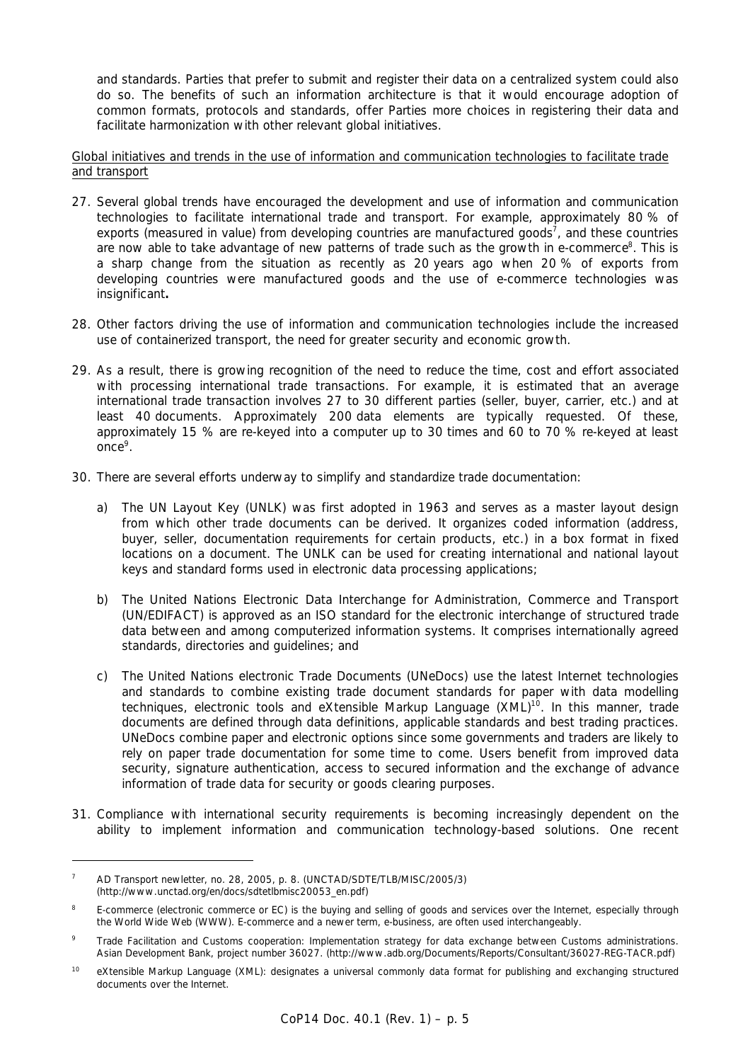and standards. Parties that prefer to submit and register their data on a centralized system could also do so. The benefits of such an information architecture is that it would encourage adoption of common formats, protocols and standards, offer Parties more choices in registering their data and facilitate harmonization with other relevant global initiatives.

Global initiatives and trends in the use of information and communication technologies to facilitate trade and transport

27. Several global trends have encouraged the development and use of information and communication technologies to facilitate international trade and transport. For example, approximately 80 % of exports (measured in value) from developing countries are manufactured goods[7], and these countries are now able to take advantage of new patterns of trade such as the growth in e-commerce[8]. This is a sharp change from the situation as recently as 20 years ago when 20 % of exports from developing countries were manufactured goods and the use of e-commerce technologies was insignificant**.**

28. Other factors driving the use of information and communication technologies include the increased use of containerized transport, the need for greater security and economic growth.

29. As a result, there is growing recognition of the need to reduce the time, cost and effort associated with processing international trade transactions. For example, it is estimated that an average international trade transaction involves 27 to 30 different parties (seller, buyer, carrier, etc.) and at least 40 documents. Approximately 200 data elements are typically requested. Of these, approximately 15 % are re-keyed into a computer up to 30 times and 60 to 70 % re-keyed at least once[9].

30. There are several efforts underway to simplify and standardize trade documentation:

    a) The UN Layout Key (UNLK) was first adopted in 1963 and serves as a master layout design from which other trade documents can be derived. It organizes coded information (address, buyer, seller, documentation requirements for certain products, etc.) in a box format in fixed locations on a document. The UNLK can be used for creating international and national layout keys and standard forms used in electronic data processing applications;

    b) The United Nations Electronic Data Interchange for Administration, Commerce and Transport (UN/EDIFACT) is approved as an ISO standard for the electronic interchange of structured trade data between and among computerized information systems. It comprises internationally agreed standards, directories and guidelines; and

    c) The United Nations electronic Trade Documents (UNeDocs) use the latest Internet technologies and standards to combine existing trade document standards for paper with data modelling techniques, electronic tools and eXtensible Markup Language (XML)[10]. In this manner, trade documents are defined through data definitions, applicable standards and best trading practices. UNeDocs combine paper and electronic options since some governments and traders are likely to rely on paper trade documentation for some time to come. Users benefit from improved data security, signature authentication, access to secured information and the exchange of advance information of trade data for security or goods clearing purposes.

31. Compliance with international security requirements is becoming increasingly dependent on the ability to implement information and communication technology-based solutions. One recent

---

[7] AD Transport newletter, no. 28, 2005, p. 8. (UNCTAD/SDTE/TLB/MISC/2005/3) (http://www.unctad.org/en/docs/sdtetlbmisc20053_en.pdf)

[8] E-commerce (electronic commerce or EC) is the buying and selling of goods and services over the Internet, especially through the World Wide Web (WWW). E-commerce and a newer term, e-business, are often used interchangeably.

[9] Trade Facilitation and Customs cooperation: Implementation strategy for data exchange between Customs administrations. Asian Development Bank, project number 36027. (http://www.adb.org/Documents/Reports/Consultant/36027-REG-TACR.pdf)

[10] eXtensible Markup Language (XML): designates a universal commonly data format for publishing and exchanging structured documents over the Internet.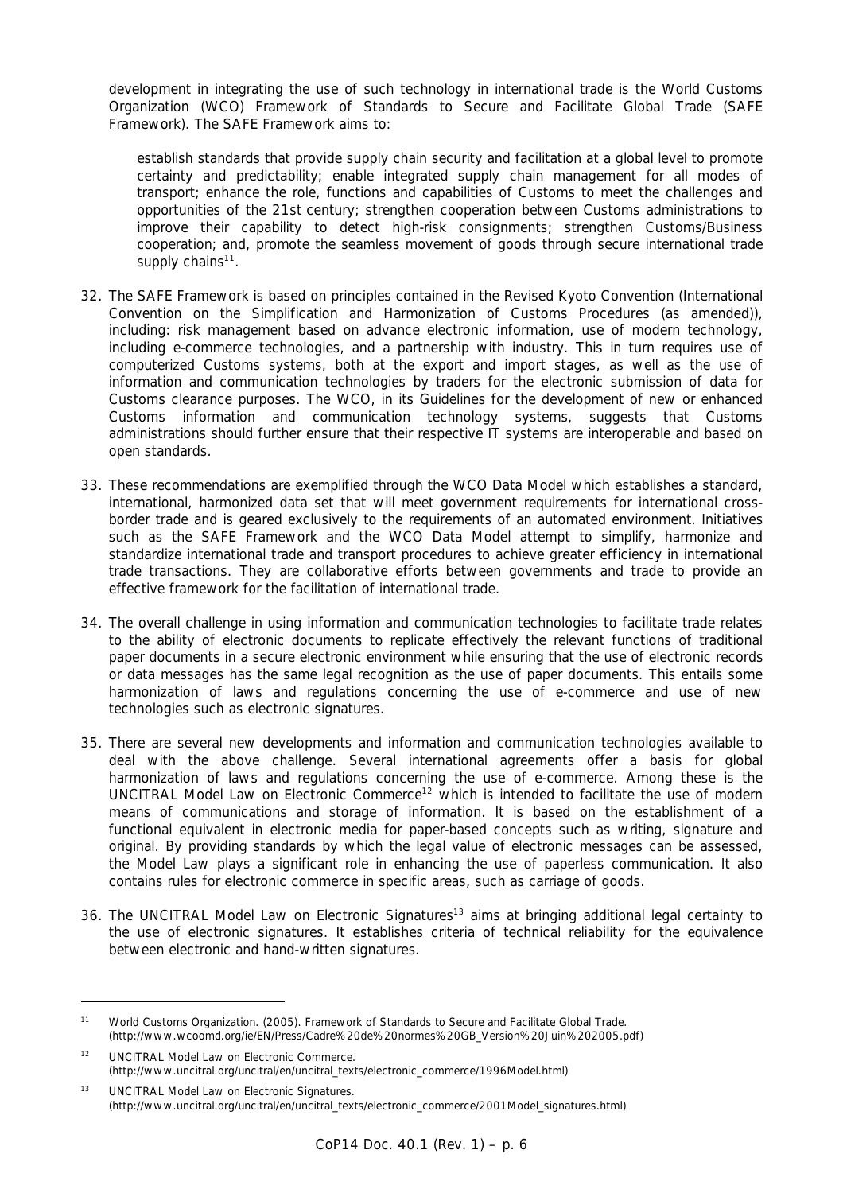development in integrating the use of such technology in international trade is the World Customs Organization (WCO) Framework of Standards to Secure and Facilitate Global Trade (SAFE Framework). The SAFE Framework aims to:

> establish standards that provide supply chain security and facilitation at a global level to promote certainty and predictability; enable integrated supply chain management for all modes of transport; enhance the role, functions and capabilities of Customs to meet the challenges and opportunities of the 21st century; strengthen cooperation between Customs administrations to improve their capability to detect high-risk consignments; strengthen Customs/Business cooperation; and, promote the seamless movement of goods through secure international trade supply chains[11].

32. The SAFE Framework is based on principles contained in the Revised Kyoto Convention (International Convention on the Simplification and Harmonization of Customs Procedures (as amended)), including: risk management based on advance electronic information, use of modern technology, including e-commerce technologies, and a partnership with industry. This in turn requires use of computerized Customs systems, both at the export and import stages, as well as the use of information and communication technologies by traders for the electronic submission of data for Customs clearance purposes. The WCO, in its Guidelines for the development of new or enhanced Customs information and communication technology systems, suggests that Customs administrations should further ensure that their respective IT systems are interoperable and based on open standards.

33. These recommendations are exemplified through the WCO Data Model which establishes a standard, international, harmonized data set that will meet government requirements for international cross-border trade and is geared exclusively to the requirements of an automated environment. Initiatives such as the SAFE Framework and the WCO Data Model attempt to simplify, harmonize and standardize international trade and transport procedures to achieve greater efficiency in international trade transactions. They are collaborative efforts between governments and trade to provide an effective framework for the facilitation of international trade.

34. The overall challenge in using information and communication technologies to facilitate trade relates to the ability of electronic documents to replicate effectively the relevant functions of traditional paper documents in a secure electronic environment while ensuring that the use of electronic records or data messages has the same legal recognition as the use of paper documents. This entails some harmonization of laws and regulations concerning the use of e-commerce and use of new technologies such as electronic signatures.

35. There are several new developments and information and communication technologies available to deal with the above challenge. Several international agreements offer a basis for global harmonization of laws and regulations concerning the use of e-commerce. Among these is the UNCITRAL Model Law on Electronic Commerce[12] which is intended to facilitate the use of modern means of communications and storage of information. It is based on the establishment of a functional equivalent in electronic media for paper-based concepts such as writing, signature and original. By providing standards by which the legal value of electronic messages can be assessed, the Model Law plays a significant role in enhancing the use of paperless communication. It also contains rules for electronic commerce in specific areas, such as carriage of goods.

36. The UNCITRAL Model Law on Electronic Signatures[13] aims at bringing additional legal certainty to the use of electronic signatures. It establishes criteria of technical reliability for the equivalence between electronic and hand-written signatures.

---

[11] World Customs Organization. (2005). Framework of Standards to Secure and Facilitate Global Trade. (http://www.wcoomd.org/ie/EN/Press/Cadre%20de%20normes%20GB_Version%20Juin%202005.pdf)

[12] UNCITRAL Model Law on Electronic Commerce. (http://www.uncitral.org/uncitral/en/uncitral_texts/electronic_commerce/1996Model.html)

[13] UNCITRAL Model Law on Electronic Signatures. (http://www.uncitral.org/uncitral/en/uncitral_texts/electronic_commerce/2001Model_signatures.html)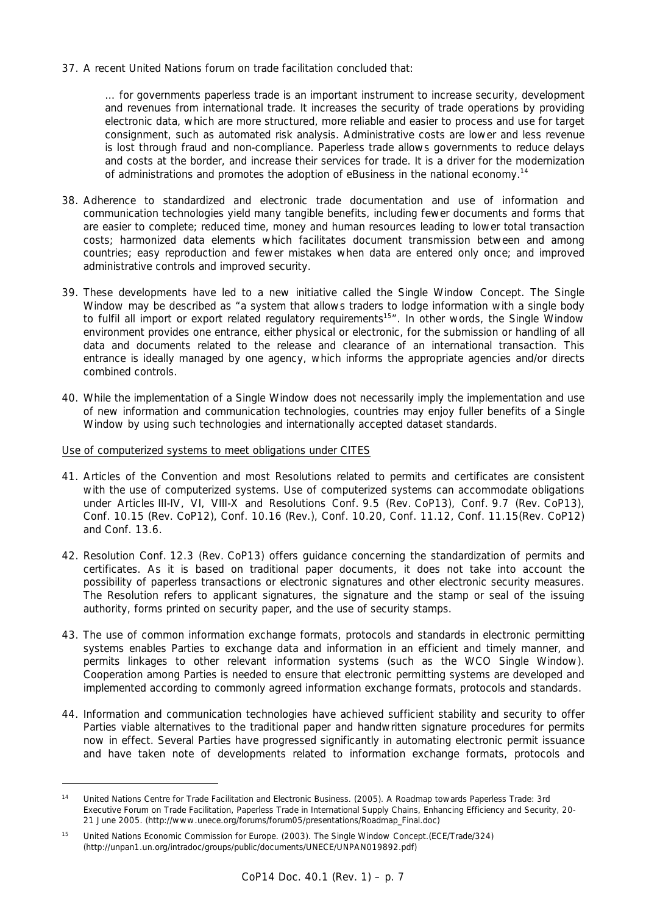37. A recent United Nations forum on trade facilitation concluded that:

> … for governments paperless trade is an important instrument to increase security, development and revenues from international trade. It increases the security of trade operations by providing electronic data, which are more structured, more reliable and easier to process and use for target consignment, such as automated risk analysis. Administrative costs are lower and less revenue is lost through fraud and non-compliance. Paperless trade allows governments to reduce delays and costs at the border, and increase their services for trade. It is a driver for the modernization of administrations and promotes the adoption of eBusiness in the national economy.[14]

38. Adherence to standardized and electronic trade documentation and use of information and communication technologies yield many tangible benefits, including fewer documents and forms that are easier to complete; reduced time, money and human resources leading to lower total transaction costs; harmonized data elements which facilitates document transmission between and among countries; easy reproduction and fewer mistakes when data are entered only once; and improved administrative controls and improved security.

39. These developments have led to a new initiative called the Single Window Concept. The Single Window may be described as "a system that allows traders to lodge information with a single body to fulfil all import or export related regulatory requirements[15]". In other words, the Single Window environment provides one entrance, either physical or electronic, for the submission or handling of all data and documents related to the release and clearance of an international transaction. This entrance is ideally managed by one agency, which informs the appropriate agencies and/or directs combined controls.

40. While the implementation of a Single Window does not necessarily imply the implementation and use of new information and communication technologies, countries may enjoy fuller benefits of a Single Window by using such technologies and internationally accepted dataset standards.

<u>Use of computerized systems to meet obligations under CITES</u>

41. Articles of the Convention and most Resolutions related to permits and certificates are consistent with the use of computerized systems. Use of computerized systems can accommodate obligations under Articles III-IV, VI, VIII-X and Resolutions Conf. 9.5 (Rev. CoP13), Conf. 9.7 (Rev. CoP13), Conf. 10.15 (Rev. CoP12), Conf. 10.16 (Rev.), Conf. 10.20, Conf. 11.12, Conf. 11.15(Rev. CoP12) and Conf. 13.6.

42. Resolution Conf. 12.3 (Rev. CoP13) offers guidance concerning the standardization of permits and certificates. As it is based on traditional paper documents, it does not take into account the possibility of paperless transactions or electronic signatures and other electronic security measures. The Resolution refers to applicant signatures, the signature and the stamp or seal of the issuing authority, forms printed on security paper, and the use of security stamps.

43. The use of common information exchange formats, protocols and standards in electronic permitting systems enables Parties to exchange data and information in an efficient and timely manner, and permits linkages to other relevant information systems (such as the WCO Single Window). Cooperation among Parties is needed to ensure that electronic permitting systems are developed and implemented according to commonly agreed information exchange formats, protocols and standards.

44. Information and communication technologies have achieved sufficient stability and security to offer Parties viable alternatives to the traditional paper and handwritten signature procedures for permits now in effect. Several Parties have progressed significantly in automating electronic permit issuance and have taken note of developments related to information exchange formats, protocols and

---

[14] United Nations Centre for Trade Facilitation and Electronic Business. (2005). A Roadmap towards Paperless Trade: 3rd Executive Forum on Trade Facilitation, Paperless Trade in International Supply Chains, Enhancing Efficiency and Security, 20-21 June 2005. (http://www.unece.org/forums/forum05/presentations/Roadmap_Final.doc)

[15] United Nations Economic Commission for Europe. (2003). The Single Window Concept.(ECE/Trade/324) (http://unpan1.un.org/intradoc/groups/public/documents/UNECE/UNPAN019892.pdf)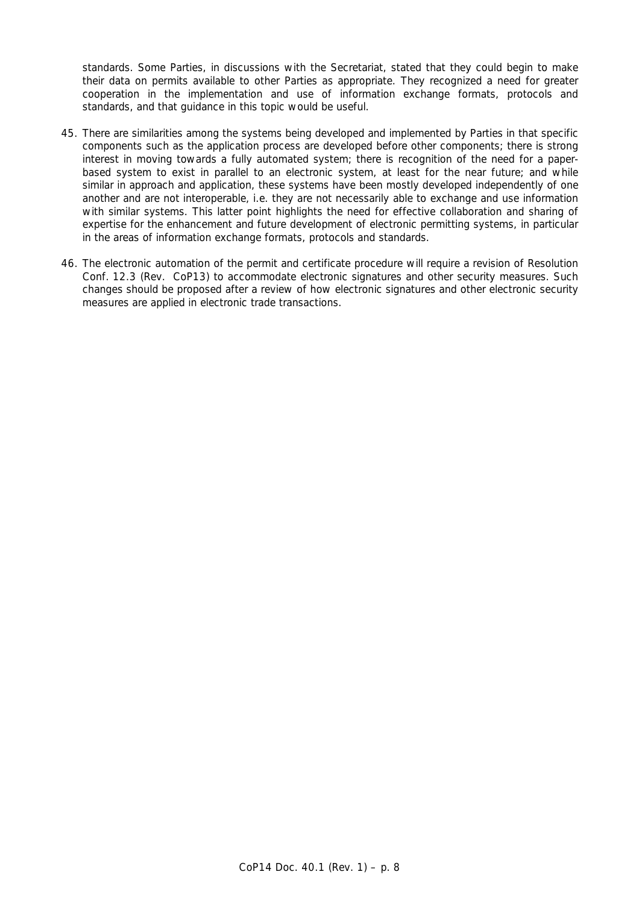standards. Some Parties, in discussions with the Secretariat, stated that they could begin to make their data on permits available to other Parties as appropriate. They recognized a need for greater cooperation in the implementation and use of information exchange formats, protocols and standards, and that guidance in this topic would be useful.

45. There are similarities among the systems being developed and implemented by Parties in that specific components such as the application process are developed before other components; there is strong interest in moving towards a fully automated system; there is recognition of the need for a paper-based system to exist in parallel to an electronic system, at least for the near future; and while similar in approach and application, these systems have been mostly developed independently of one another and are not interoperable, i.e. they are not necessarily able to exchange and use information with similar systems. This latter point highlights the need for effective collaboration and sharing of expertise for the enhancement and future development of electronic permitting systems, in particular in the areas of information exchange formats, protocols and standards.

46. The electronic automation of the permit and certificate procedure will require a revision of Resolution Conf. 12.3 (Rev. CoP13) to accommodate electronic signatures and other security measures. Such changes should be proposed after a review of how electronic signatures and other electronic security measures are applied in electronic trade transactions.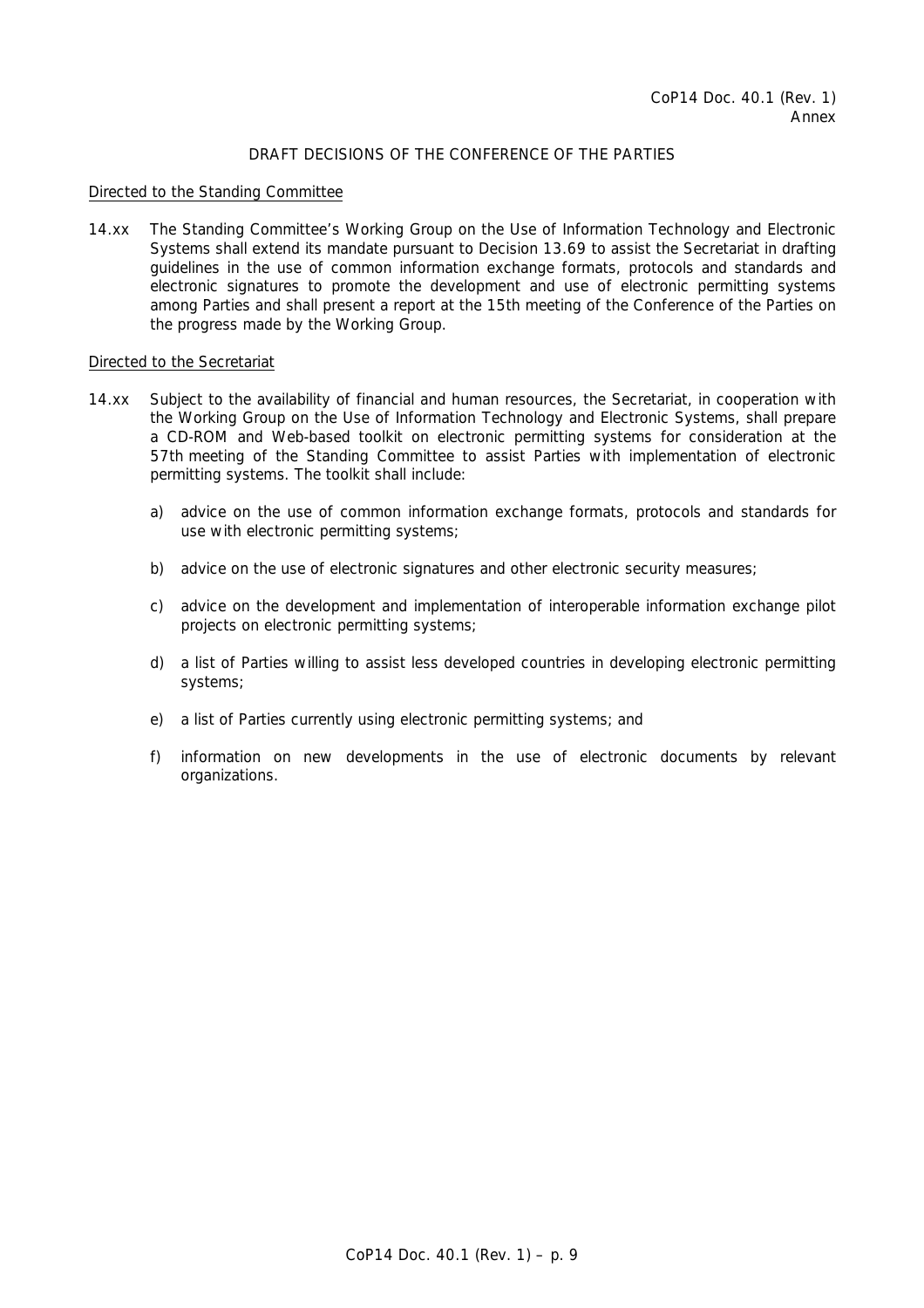CoP14 Doc. 40.1 (Rev. 1)
Annex

# DRAFT DECISIONS OF THE CONFERENCE OF THE PARTIES

## Directed to the Standing Committee

14.xx The Standing Committee's Working Group on the Use of Information Technology and Electronic Systems shall extend its mandate pursuant to Decision 13.69 to assist the Secretariat in drafting guidelines in the use of common information exchange formats, protocols and standards and electronic signatures to promote the development and use of electronic permitting systems among Parties and shall present a report at the 15th meeting of the Conference of the Parties on the progress made by the Working Group.

## Directed to the Secretariat

14.xx Subject to the availability of financial and human resources, the Secretariat, in cooperation with the Working Group on the Use of Information Technology and Electronic Systems, shall prepare a CD-ROM and Web-based toolkit on electronic permitting systems for consideration at the 57th meeting of the Standing Committee to assist Parties with implementation of electronic permitting systems. The toolkit shall include:

a) advice on the use of common information exchange formats, protocols and standards for use with electronic permitting systems;

b) advice on the use of electronic signatures and other electronic security measures;

c) advice on the development and implementation of interoperable information exchange pilot projects on electronic permitting systems;

d) a list of Parties willing to assist less developed countries in developing electronic permitting systems;

e) a list of Parties currently using electronic permitting systems; and

f) information on new developments in the use of electronic documents by relevant organizations.